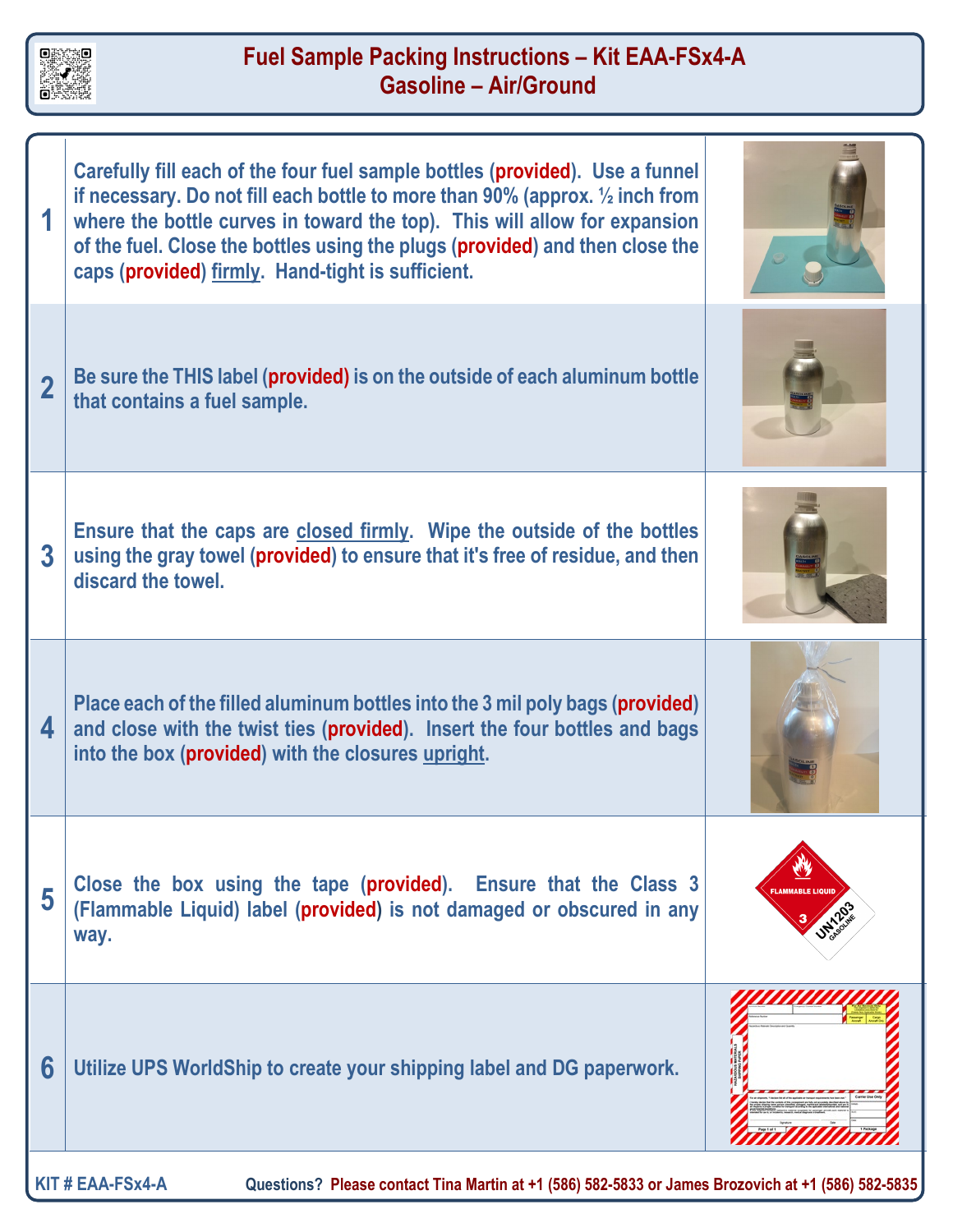# Fuel Sample Packing Instructions – Kit EAA-FSx4-A
## Gasoline – Air/Ground

| Step | Instructions |
|---|---|
| 1 | Carefully fill each of the four fuel sample bottles (**provided**). Use a funnel if necessary. Do not fill each bottle to more than 90% (approx. ½ inch from where the bottle curves in toward the top). This will allow for expansion of the fuel. Close the bottles using the plugs (**provided**) and then close the caps (**provided**) firmly. Hand-tight is sufficient. |
| 2 | Be sure the THIS label (**provided**) is on the outside of each aluminum bottle that contains a fuel sample. |
| 3 | Ensure that the caps are closed firmly. Wipe the outside of the bottles using the gray towel (**provided**) to ensure that it's free of residue, and then discard the towel. |
| 4 | Place each of the filled aluminum bottles into the 3 mil poly bags (**provided**) and close with the twist ties (**provided**). Insert the four bottles and bags into the box (**provided**) with the closures upright. |
| 5 | Close the box using the tape (**provided**). Ensure that the Class 3 (Flammable Liquid) label (**provided**) is not damaged or obscured in any way. |
| 6 | Utilize UPS WorldShip to create your shipping label and DG paperwork. |

KIT # EAA-FSx4-A

Questions? Please contact Tina Martin at +1 (586) 582-5833 or James Brozovich at +1 (586) 582-5835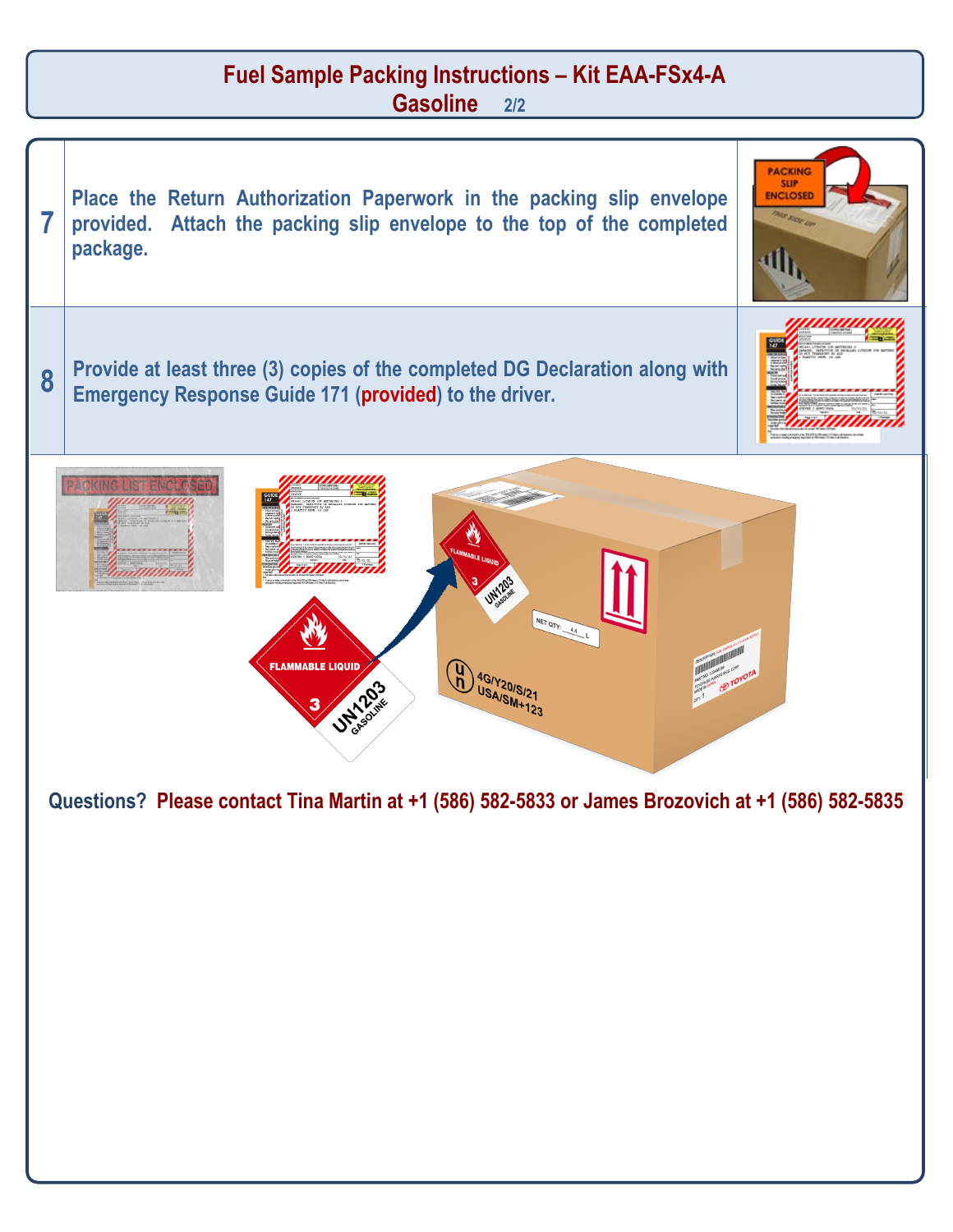# Fuel Sample Packing Instructions – Kit EAA-FSx4-A

## Gasoline

| | |
|---|---|
| **7** | **Place the Return Authorization Paperwork in the packing slip envelope provided. Attach the packing slip envelope to the top of the completed package.** |
| **8** | **Provide at least three (3) copies of the completed DG Declaration along with Emergency Response Guide 171 (provided) to the driver.** |

**Questions? Please contact Tina Martin at +1 (586) 582-5833 or James Brozovich at +1 (586) 582-5835**